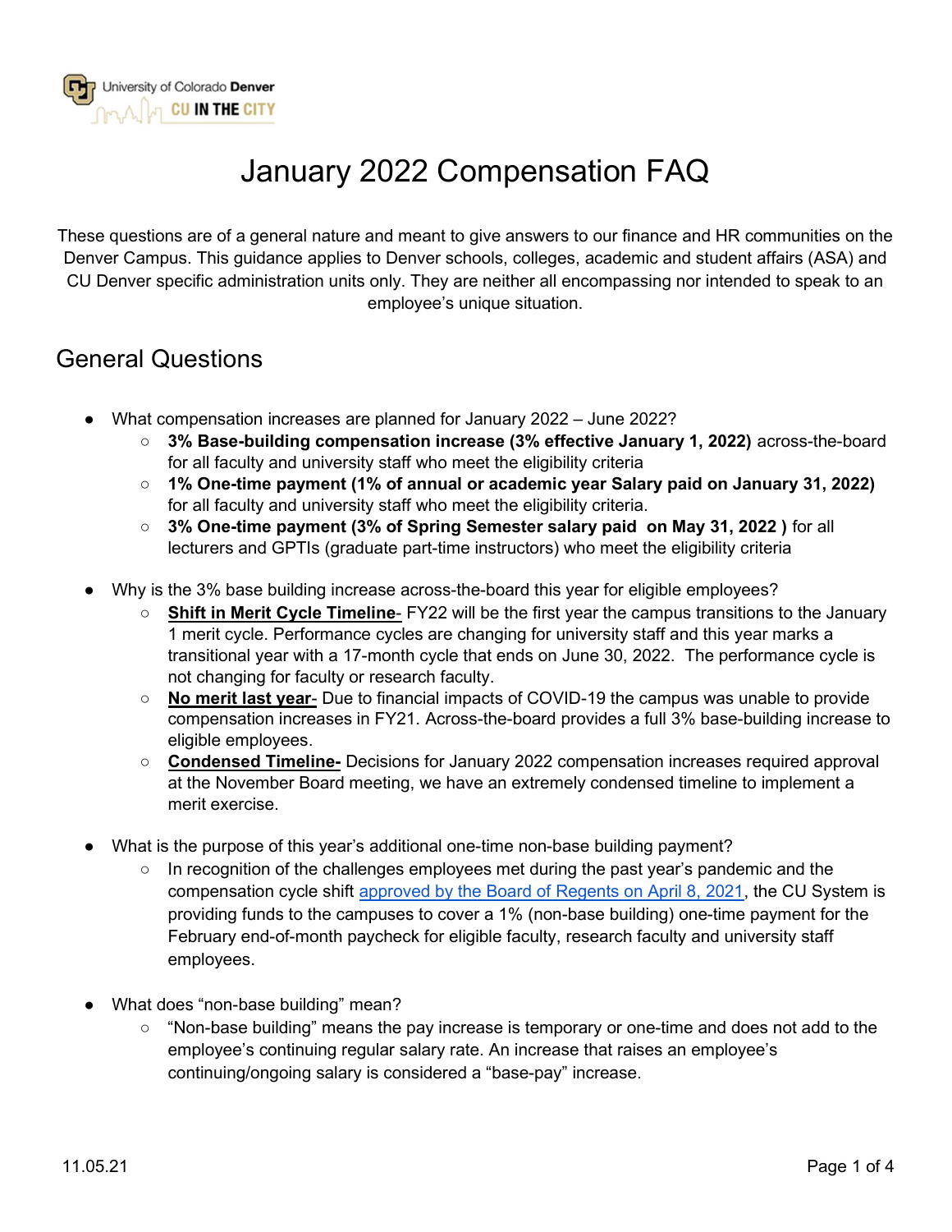# January 2022 Compensation FAQ

These questions are of a general nature and meant to give answers to our finance and HR communities on the Denver Campus. This guidance applies to Denver schools, colleges, academic and student affairs (ASA) and CU Denver specific administration units only. They are neither all encompassing nor intended to speak to an employee's unique situation.

## General Questions

- What compensation increases are planned for January 2022 – June 2022?
  - **3% Base-building compensation increase (3% effective January 1, 2022)** across-the-board for all faculty and university staff who meet the eligibility criteria
  - **1% One-time payment (1% of annual or academic year Salary paid on January 31, 2022)** for all faculty and university staff who meet the eligibility criteria.
  - **3% One-time payment (3% of Spring Semester salary paid on May 31, 2022 )** for all lecturers and GPTIs (graduate part-time instructors) who meet the eligibility criteria

- Why is the 3% base building increase across-the-board this year for eligible employees?
  - **Shift in Merit Cycle Timeline**- FY22 will be the first year the campus transitions to the January 1 merit cycle. Performance cycles are changing for university staff and this year marks a transitional year with a 17-month cycle that ends on June 30, 2022. The performance cycle is not changing for faculty or research faculty.
  - **No merit last year**- Due to financial impacts of COVID-19 the campus was unable to provide compensation increases in FY21. Across-the-board provides a full 3% base-building increase to eligible employees.
  - **Condensed Timeline-** Decisions for January 2022 compensation increases required approval at the November Board meeting, we have an extremely condensed timeline to implement a merit exercise.

- What is the purpose of this year's additional one-time non-base building payment?
  - In recognition of the challenges employees met during the past year's pandemic and the compensation cycle shift approved by the Board of Regents on April 8, 2021, the CU System is providing funds to the campuses to cover a 1% (non-base building) one-time payment for the February end-of-month paycheck for eligible faculty, research faculty and university staff employees.

- What does "non-base building" mean?
  - "Non-base building" means the pay increase is temporary or one-time and does not add to the employee's continuing regular salary rate. An increase that raises an employee's continuing/ongoing salary is considered a "base-pay" increase.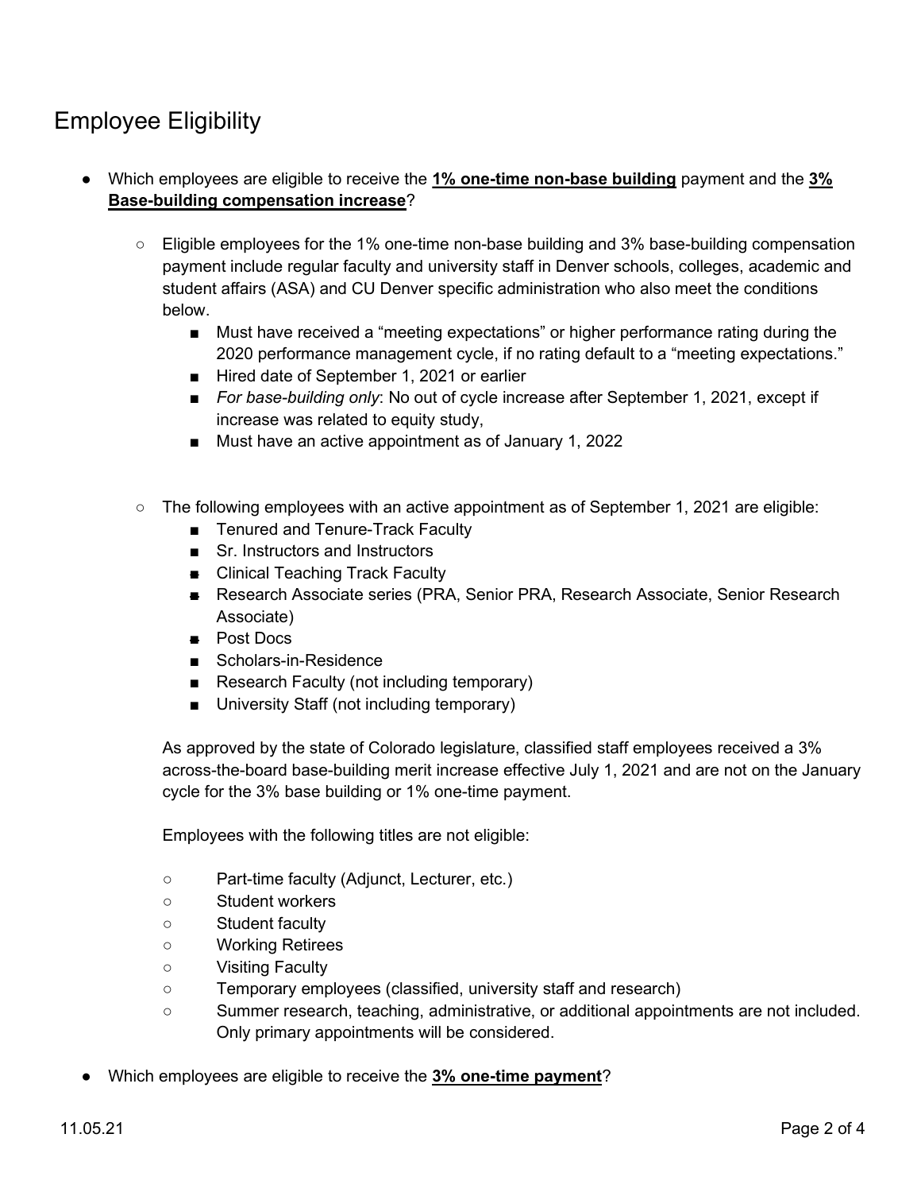## Employee Eligibility

- Which employees are eligible to receive the **1% one-time non-base building** payment and the **3% Base-building compensation increase**?

    - Eligible employees for the 1% one-time non-base building and 3% base-building compensation payment include regular faculty and university staff in Denver schools, colleges, academic and student affairs (ASA) and CU Denver specific administration who also meet the conditions below.
        - Must have received a "meeting expectations" or higher performance rating during the 2020 performance management cycle, if no rating default to a "meeting expectations."
        - Hired date of September 1, 2021 or earlier
        - *For base-building only*: No out of cycle increase after September 1, 2021, except if increase was related to equity study,
        - Must have an active appointment as of January 1, 2022

    - The following employees with an active appointment as of September 1, 2021 are eligible:
        - Tenured and Tenure-Track Faculty
        - Sr. Instructors and Instructors
        - Clinical Teaching Track Faculty
        - Research Associate series (PRA, Senior PRA, Research Associate, Senior Research Associate)
        - Post Docs
        - Scholars-in-Residence
        - Research Faculty (not including temporary)
        - University Staff (not including temporary)

    As approved by the state of Colorado legislature, classified staff employees received a 3% across-the-board base-building merit increase effective July 1, 2021 and are not on the January cycle for the 3% base building or 1% one-time payment.

    Employees with the following titles are not eligible:

    - Part-time faculty (Adjunct, Lecturer, etc.)
    - Student workers
    - Student faculty
    - Working Retirees
    - Visiting Faculty
    - Temporary employees (classified, university staff and research)
    - Summer research, teaching, administrative, or additional appointments are not included. Only primary appointments will be considered.

- Which employees are eligible to receive the **3% one-time payment**?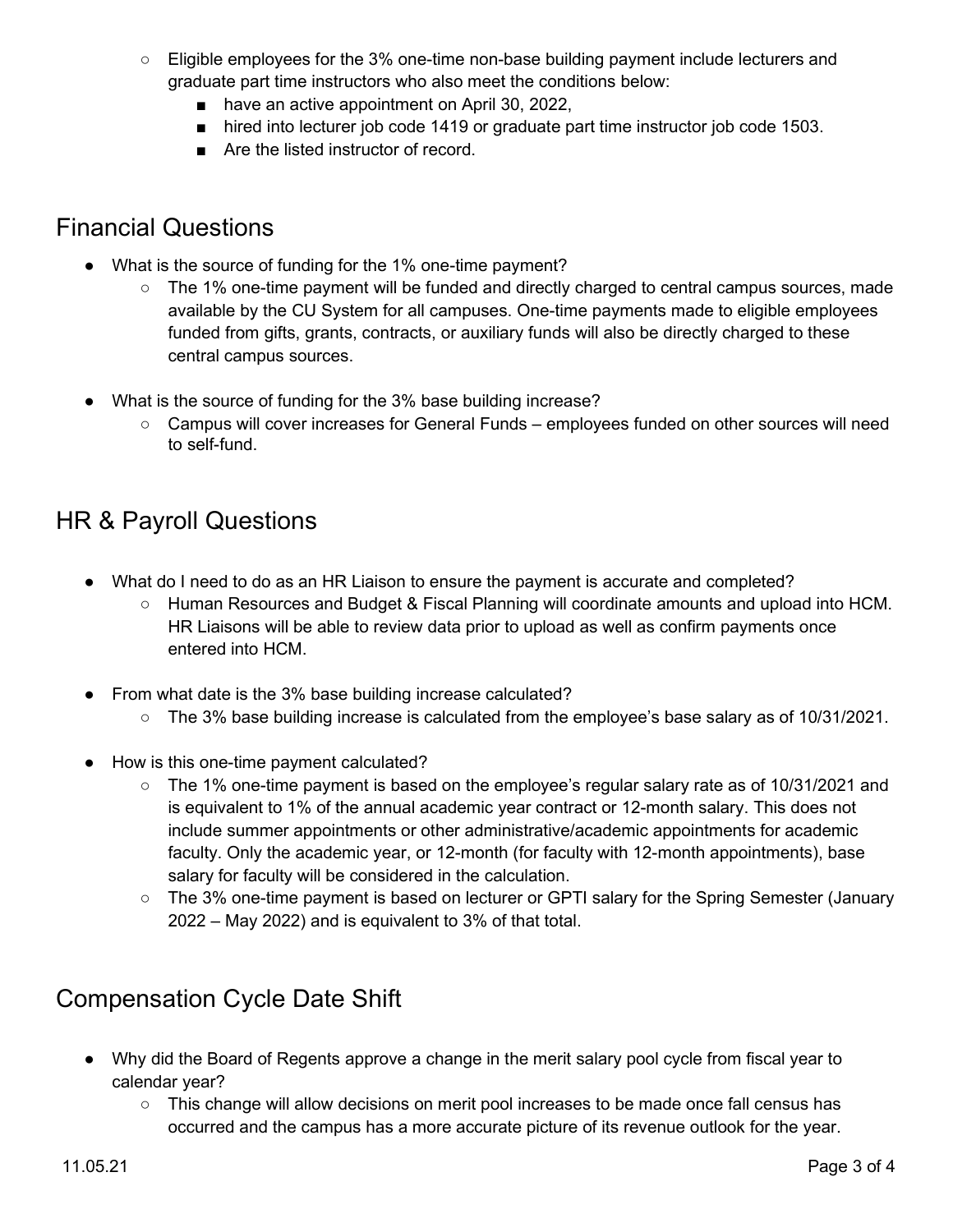- Eligible employees for the 3% one-time non-base building payment include lecturers and graduate part time instructors who also meet the conditions below:
    - have an active appointment on April 30, 2022,
    - hired into lecturer job code 1419 or graduate part time instructor job code 1503.
    - Are the listed instructor of record.

## Financial Questions

- What is the source of funding for the 1% one-time payment?
    - The 1% one-time payment will be funded and directly charged to central campus sources, made available by the CU System for all campuses. One-time payments made to eligible employees funded from gifts, grants, contracts, or auxiliary funds will also be directly charged to these central campus sources.
- What is the source of funding for the 3% base building increase?
    - Campus will cover increases for General Funds – employees funded on other sources will need to self-fund.

## HR & Payroll Questions

- What do I need to do as an HR Liaison to ensure the payment is accurate and completed?
    - Human Resources and Budget & Fiscal Planning will coordinate amounts and upload into HCM. HR Liaisons will be able to review data prior to upload as well as confirm payments once entered into HCM.
- From what date is the 3% base building increase calculated?
    - The 3% base building increase is calculated from the employee's base salary as of 10/31/2021.
- How is this one-time payment calculated?
    - The 1% one-time payment is based on the employee's regular salary rate as of 10/31/2021 and is equivalent to 1% of the annual academic year contract or 12-month salary. This does not include summer appointments or other administrative/academic appointments for academic faculty. Only the academic year, or 12-month (for faculty with 12-month appointments), base salary for faculty will be considered in the calculation.
    - The 3% one-time payment is based on lecturer or GPTI salary for the Spring Semester (January 2022 – May 2022) and is equivalent to 3% of that total.

## Compensation Cycle Date Shift

- Why did the Board of Regents approve a change in the merit salary pool cycle from fiscal year to calendar year?
    - This change will allow decisions on merit pool increases to be made once fall census has occurred and the campus has a more accurate picture of its revenue outlook for the year.

11.05.21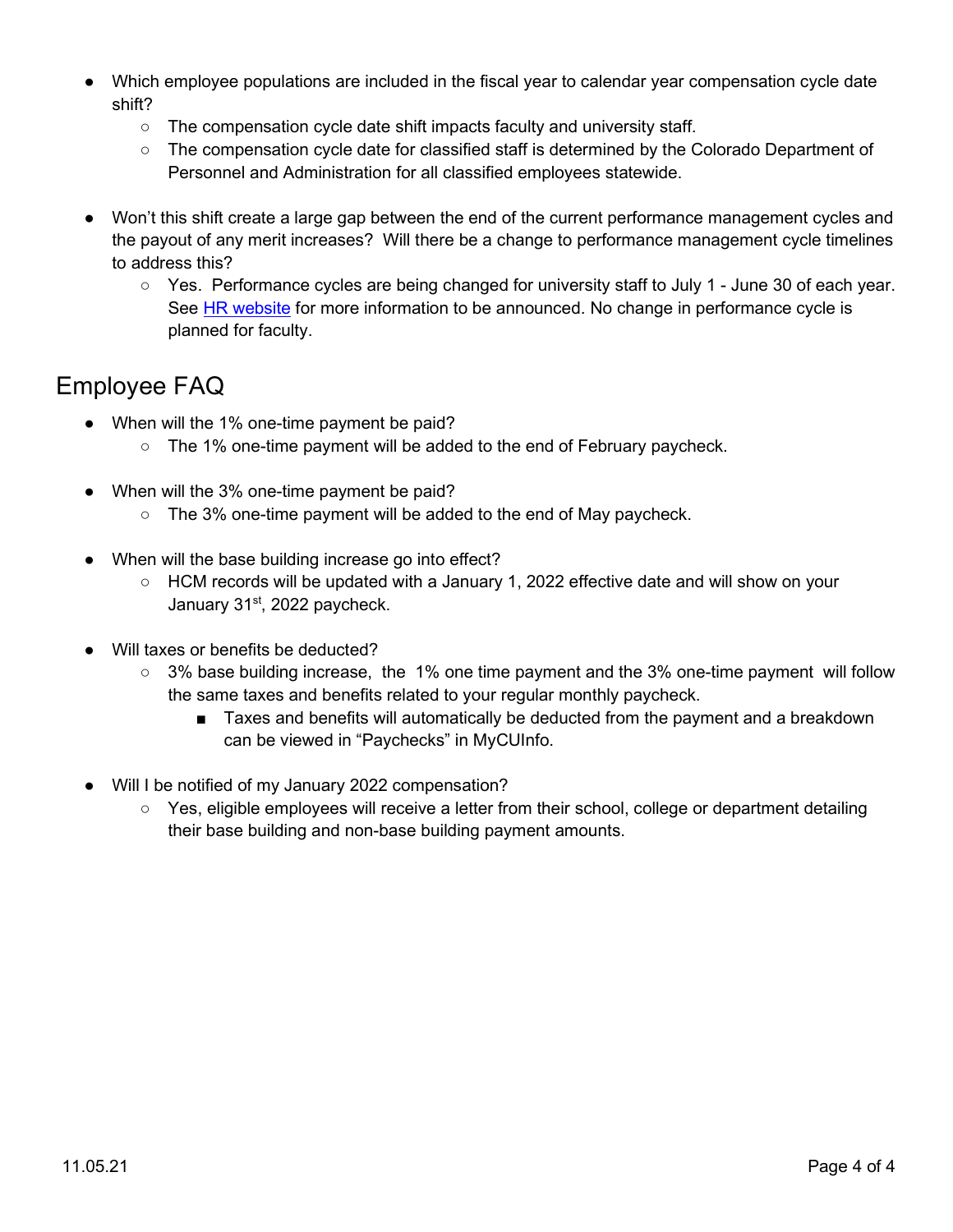- Which employee populations are included in the fiscal year to calendar year compensation cycle date shift?
  - The compensation cycle date shift impacts faculty and university staff.
  - The compensation cycle date for classified staff is determined by the Colorado Department of Personnel and Administration for all classified employees statewide.

- Won't this shift create a large gap between the end of the current performance management cycles and the payout of any merit increases? Will there be a change to performance management cycle timelines to address this?
  - Yes. Performance cycles are being changed for university staff to July 1 - June 30 of each year. See HR website for more information to be announced. No change in performance cycle is planned for faculty.

## Employee FAQ

- When will the 1% one-time payment be paid?
  - The 1% one-time payment will be added to the end of February paycheck.

- When will the 3% one-time payment be paid?
  - The 3% one-time payment will be added to the end of May paycheck.

- When will the base building increase go into effect?
  - HCM records will be updated with a January 1, 2022 effective date and will show on your January 31st, 2022 paycheck.

- Will taxes or benefits be deducted?
  - 3% base building increase, the 1% one time payment and the 3% one-time payment will follow the same taxes and benefits related to your regular monthly paycheck.
    - Taxes and benefits will automatically be deducted from the payment and a breakdown can be viewed in "Paychecks" in MyCUInfo.

- Will I be notified of my January 2022 compensation?
  - Yes, eligible employees will receive a letter from their school, college or department detailing their base building and non-base building payment amounts.

11.05.21